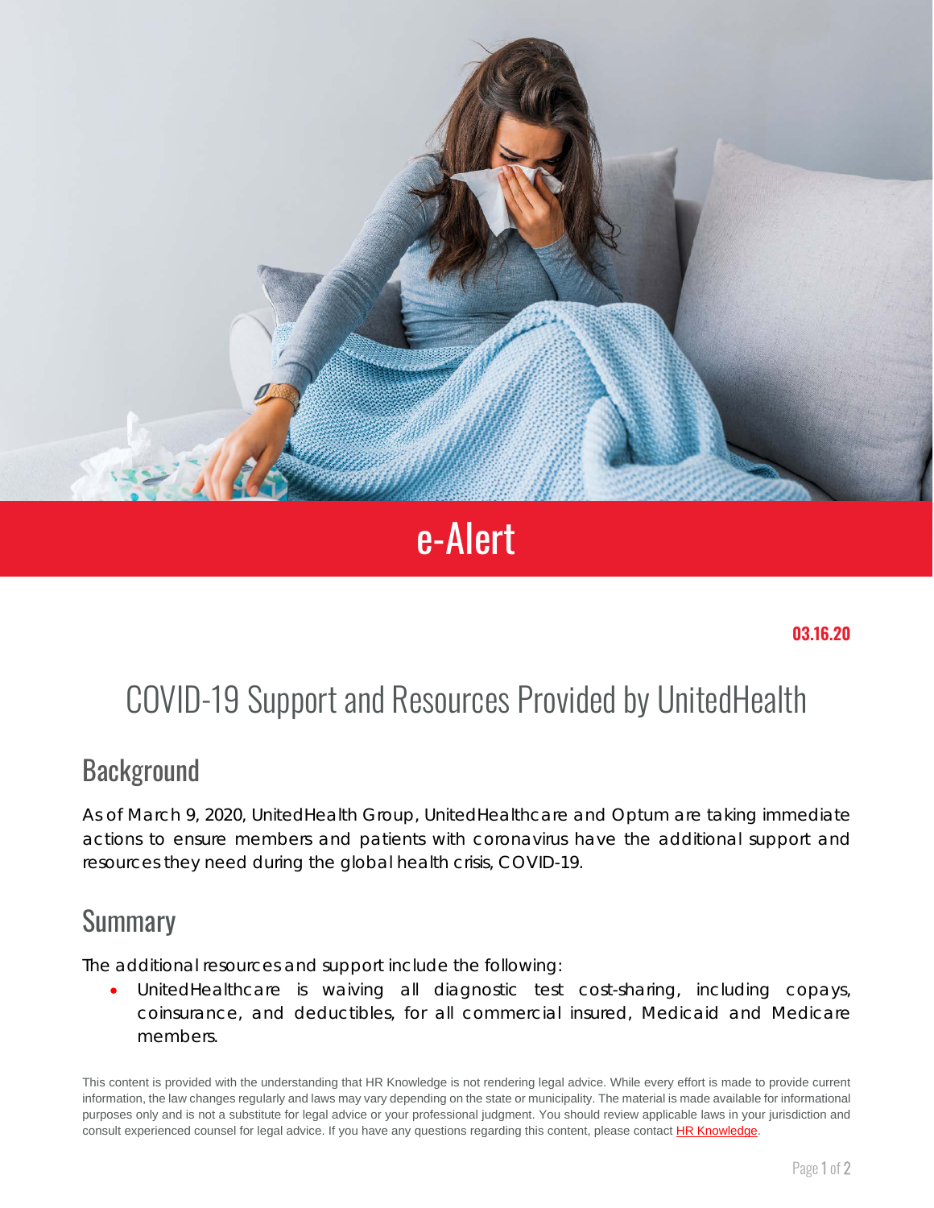# e-Alert

**03.16.20**

# COVID-19 Support and Resources Provided by UnitedHealth

## Background

As of March 9, 2020, UnitedHealth Group, UnitedHealthcare and Optum are taking immediate actions to ensure members and patients with coronavirus have the additional support and resources they need during the global health crisis, COVID-19.

## Summary

The additional resources and support include the following:

- UnitedHealthcare is waiving all diagnostic test cost-sharing, including copays, coinsurance, and deductibles, for all commercial insured, Medicaid and Medicare members.

This content is provided with the understanding that HR Knowledge is not rendering legal advice. While every effort is made to provide current information, the law changes regularly and laws may vary depending on the state or municipality. The material is made available for informational purposes only and is not a substitute for legal advice or your professional judgment. You should review applicable laws in your jurisdiction and consult experienced counsel for legal advice. If you have any questions regarding this content, please contact HR Knowledge.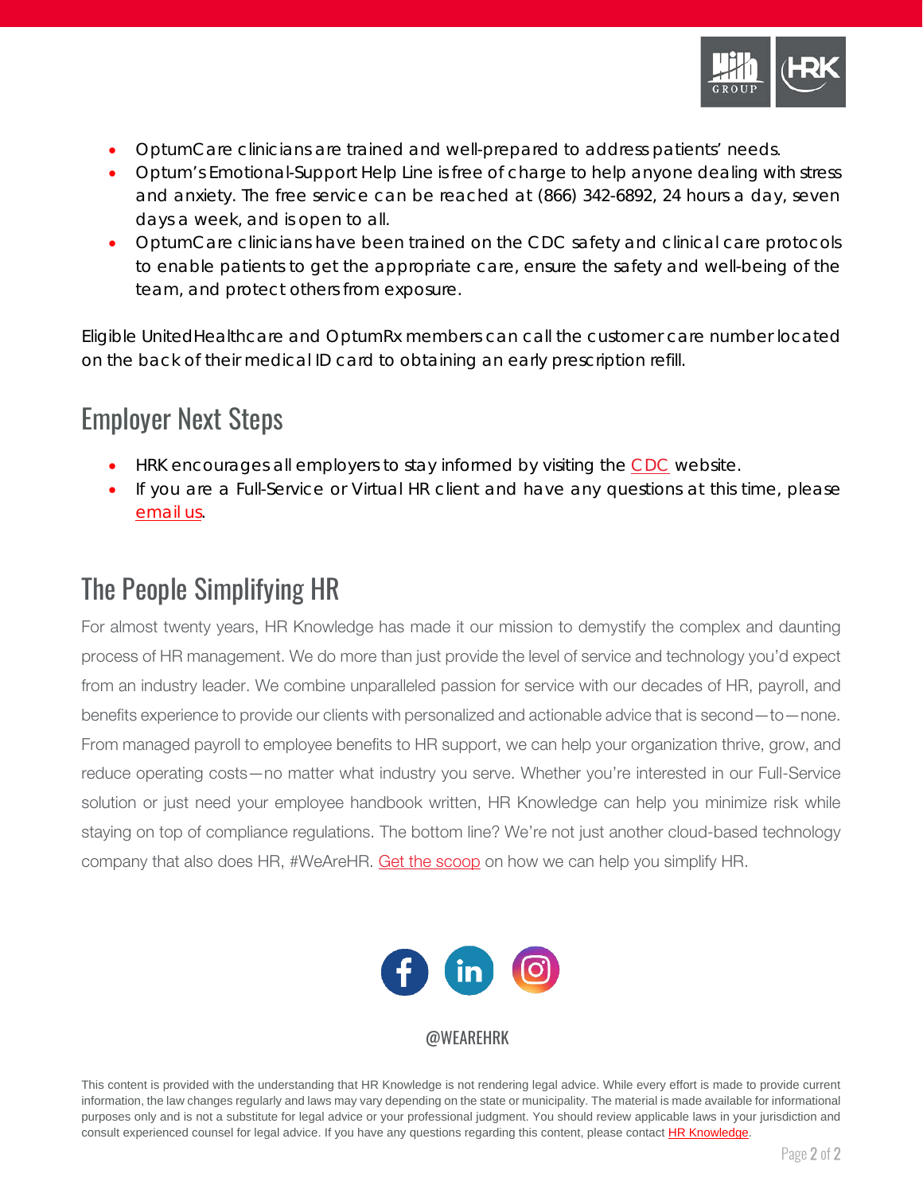- OptumCare clinicians are trained and well-prepared to address patients' needs.
- Optum's Emotional-Support Help Line is free of charge to help anyone dealing with stress and anxiety. The free service can be reached at (866) 342-6892, 24 hours a day, seven days a week, and is open to all.
- OptumCare clinicians have been trained on the CDC safety and clinical care protocols to enable patients to get the appropriate care, ensure the safety and well-being of the team, and protect others from exposure.

Eligible UnitedHealthcare and OptumRx members can call the customer care number located on the back of their medical ID card to obtaining an early prescription refill.

## Employer Next Steps

- HRK encourages all employers to stay informed by visiting the CDC website.
- If you are a Full-Service or Virtual HR client and have any questions at this time, please email us.

## The People Simplifying HR

For almost twenty years, HR Knowledge has made it our mission to demystify the complex and daunting process of HR management. We do more than just provide the level of service and technology you'd expect from an industry leader. We combine unparalleled passion for service with our decades of HR, payroll, and benefits experience to provide our clients with personalized and actionable advice that is second—to—none. From managed payroll to employee benefits to HR support, we can help your organization thrive, grow, and reduce operating costs—no matter what industry you serve. Whether you're interested in our Full-Service solution or just need your employee handbook written, HR Knowledge can help you minimize risk while staying on top of compliance regulations. The bottom line? We're not just another cloud-based technology company that also does HR, #WeAreHR. Get the scoop on how we can help you simplify HR.

@WEAREHRK

This content is provided with the understanding that HR Knowledge is not rendering legal advice. While every effort is made to provide current information, the law changes regularly and laws may vary depending on the state or municipality. The material is made available for informational purposes only and is not a substitute for legal advice or your professional judgment. You should review applicable laws in your jurisdiction and consult experienced counsel for legal advice. If you have any questions regarding this content, please contact HR Knowledge.